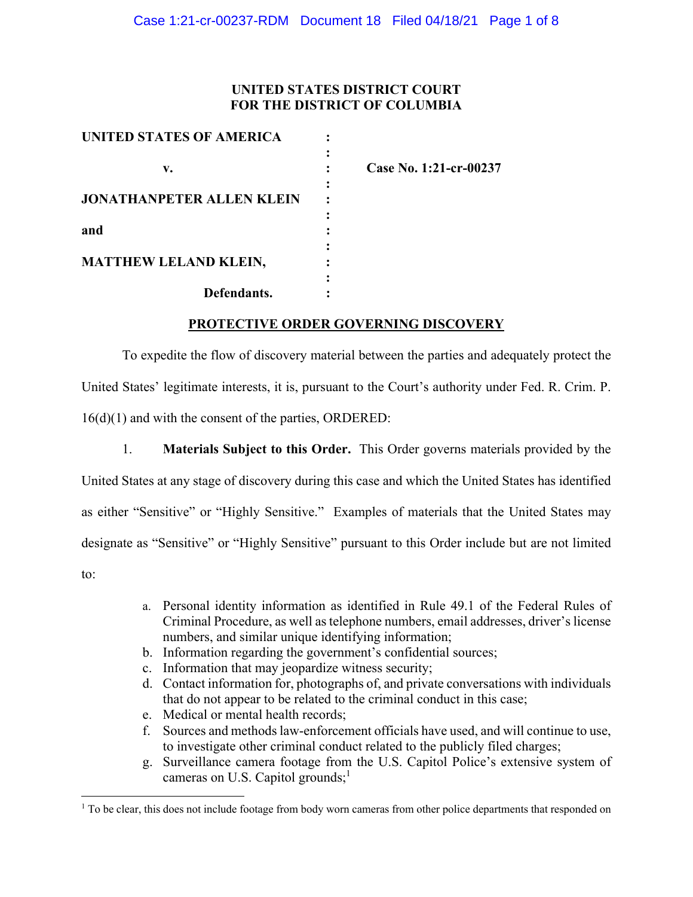**UNITED STATES DISTRICT COURT**
**FOR THE DISTRICT OF COLUMBIA**

| | | |
|---|---|---|
| **UNITED STATES OF AMERICA** | : | |
| | : | |
| **v.** | : | **Case No. 1:21-cr-00237** |
| | : | |
| **JONATHANPETER ALLEN KLEIN** | : | |
| | : | |
| **and** | : | |
| | : | |
| **MATTHEW LELAND KLEIN,** | : | |
| | : | |
| **Defendants.** | : | |

## PROTECTIVE ORDER GOVERNING DISCOVERY

To expedite the flow of discovery material between the parties and adequately protect the United States' legitimate interests, it is, pursuant to the Court's authority under Fed. R. Crim. P. 16(d)(1) and with the consent of the parties, ORDERED:

1. **Materials Subject to this Order.** This Order governs materials provided by the United States at any stage of discovery during this case and which the United States has identified as either "Sensitive" or "Highly Sensitive." Examples of materials that the United States may designate as "Sensitive" or "Highly Sensitive" pursuant to this Order include but are not limited to:

   a. Personal identity information as identified in Rule 49.1 of the Federal Rules of Criminal Procedure, as well as telephone numbers, email addresses, driver's license numbers, and similar unique identifying information;
   b. Information regarding the government's confidential sources;
   c. Information that may jeopardize witness security;
   d. Contact information for, photographs of, and private conversations with individuals that do not appear to be related to the criminal conduct in this case;
   e. Medical or mental health records;
   f. Sources and methods law-enforcement officials have used, and will continue to use, to investigate other criminal conduct related to the publicly filed charges;
   g. Surveillance camera footage from the U.S. Capitol Police's extensive system of cameras on U.S. Capitol grounds;[1]

[1] To be clear, this does not include footage from body worn cameras from other police departments that responded on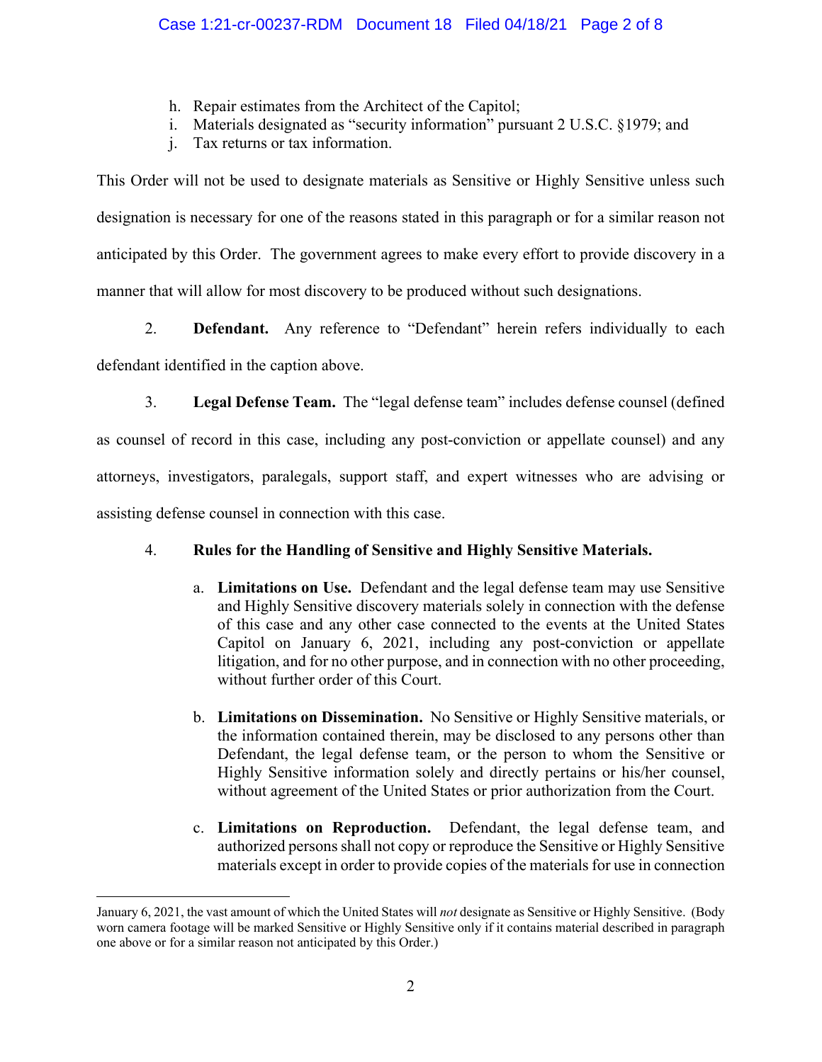h. Repair estimates from the Architect of the Capitol;
i. Materials designated as "security information" pursuant 2 U.S.C. §1979; and
j. Tax returns or tax information.

This Order will not be used to designate materials as Sensitive or Highly Sensitive unless such designation is necessary for one of the reasons stated in this paragraph or for a similar reason not anticipated by this Order. The government agrees to make every effort to provide discovery in a manner that will allow for most discovery to be produced without such designations.

2. **Defendant.** Any reference to "Defendant" herein refers individually to each defendant identified in the caption above.

3. **Legal Defense Team.** The "legal defense team" includes defense counsel (defined as counsel of record in this case, including any post-conviction or appellate counsel) and any attorneys, investigators, paralegals, support staff, and expert witnesses who are advising or assisting defense counsel in connection with this case.

4. **Rules for the Handling of Sensitive and Highly Sensitive Materials.**

   a. **Limitations on Use.** Defendant and the legal defense team may use Sensitive and Highly Sensitive discovery materials solely in connection with the defense of this case and any other case connected to the events at the United States Capitol on January 6, 2021, including any post-conviction or appellate litigation, and for no other purpose, and in connection with no other proceeding, without further order of this Court.

   b. **Limitations on Dissemination.** No Sensitive or Highly Sensitive materials, or the information contained therein, may be disclosed to any persons other than Defendant, the legal defense team, or the person to whom the Sensitive or Highly Sensitive information solely and directly pertains or his/her counsel, without agreement of the United States or prior authorization from the Court.

   c. **Limitations on Reproduction.** Defendant, the legal defense team, and authorized persons shall not copy or reproduce the Sensitive or Highly Sensitive materials except in order to provide copies of the materials for use in connection

---

January 6, 2021, the vast amount of which the United States will *not* designate as Sensitive or Highly Sensitive. (Body worn camera footage will be marked Sensitive or Highly Sensitive only if it contains material described in paragraph one above or for a similar reason not anticipated by this Order.)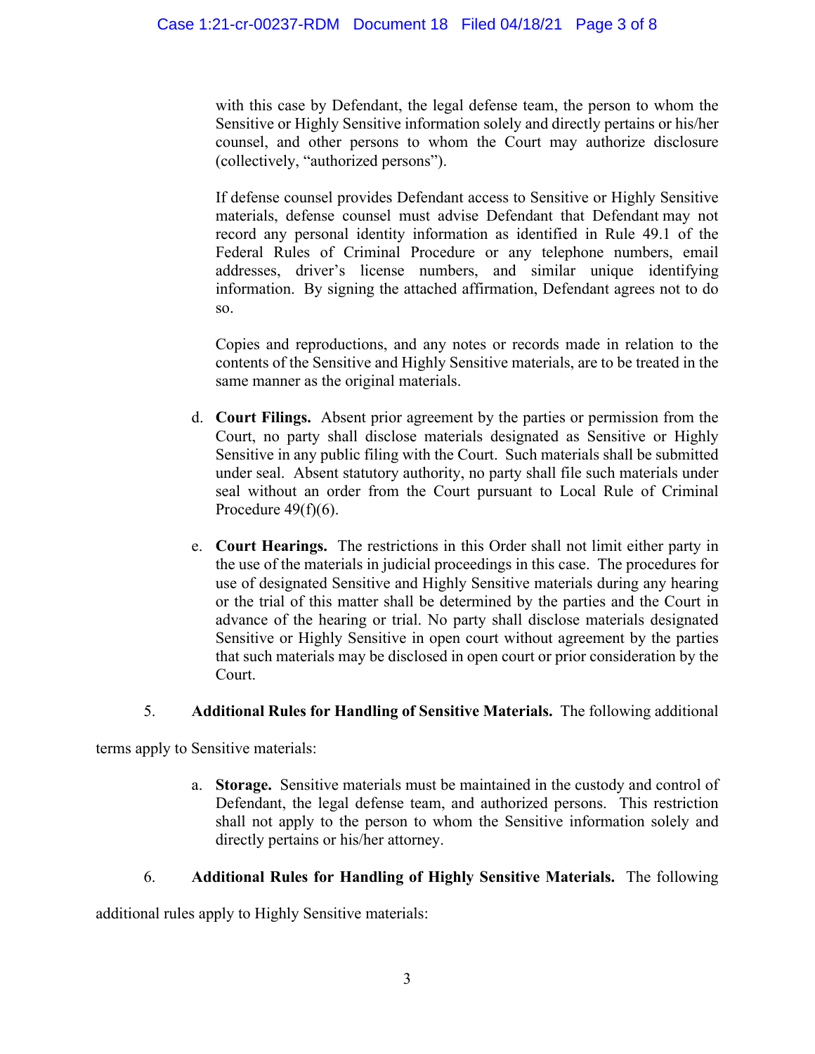with this case by Defendant, the legal defense team, the person to whom the Sensitive or Highly Sensitive information solely and directly pertains or his/her counsel, and other persons to whom the Court may authorize disclosure (collectively, "authorized persons").

If defense counsel provides Defendant access to Sensitive or Highly Sensitive materials, defense counsel must advise Defendant that Defendant may not record any personal identity information as identified in Rule 49.1 of the Federal Rules of Criminal Procedure or any telephone numbers, email addresses, driver's license numbers, and similar unique identifying information. By signing the attached affirmation, Defendant agrees not to do so.

Copies and reproductions, and any notes or records made in relation to the contents of the Sensitive and Highly Sensitive materials, are to be treated in the same manner as the original materials.

d. **Court Filings.** Absent prior agreement by the parties or permission from the Court, no party shall disclose materials designated as Sensitive or Highly Sensitive in any public filing with the Court. Such materials shall be submitted under seal. Absent statutory authority, no party shall file such materials under seal without an order from the Court pursuant to Local Rule of Criminal Procedure 49(f)(6).

e. **Court Hearings.** The restrictions in this Order shall not limit either party in the use of the materials in judicial proceedings in this case. The procedures for use of designated Sensitive and Highly Sensitive materials during any hearing or the trial of this matter shall be determined by the parties and the Court in advance of the hearing or trial. No party shall disclose materials designated Sensitive or Highly Sensitive in open court without agreement by the parties that such materials may be disclosed in open court or prior consideration by the Court.

5. **Additional Rules for Handling of Sensitive Materials.** The following additional terms apply to Sensitive materials:

a. **Storage.** Sensitive materials must be maintained in the custody and control of Defendant, the legal defense team, and authorized persons. This restriction shall not apply to the person to whom the Sensitive information solely and directly pertains or his/her attorney.

6. **Additional Rules for Handling of Highly Sensitive Materials.** The following additional rules apply to Highly Sensitive materials: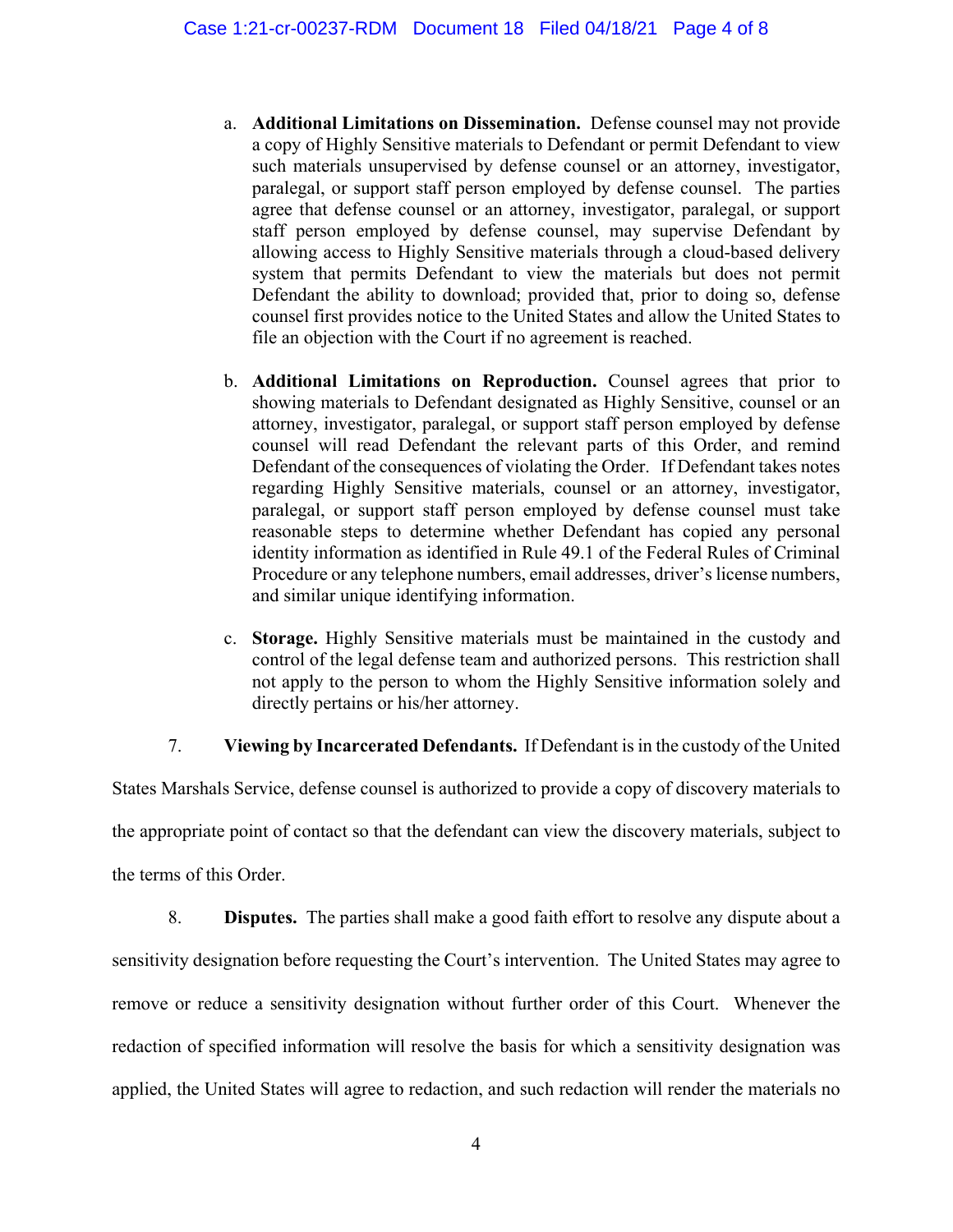a. **Additional Limitations on Dissemination.** Defense counsel may not provide a copy of Highly Sensitive materials to Defendant or permit Defendant to view such materials unsupervised by defense counsel or an attorney, investigator, paralegal, or support staff person employed by defense counsel. The parties agree that defense counsel or an attorney, investigator, paralegal, or support staff person employed by defense counsel, may supervise Defendant by allowing access to Highly Sensitive materials through a cloud-based delivery system that permits Defendant to view the materials but does not permit Defendant the ability to download; provided that, prior to doing so, defense counsel first provides notice to the United States and allow the United States to file an objection with the Court if no agreement is reached.

b. **Additional Limitations on Reproduction.** Counsel agrees that prior to showing materials to Defendant designated as Highly Sensitive, counsel or an attorney, investigator, paralegal, or support staff person employed by defense counsel will read Defendant the relevant parts of this Order, and remind Defendant of the consequences of violating the Order. If Defendant takes notes regarding Highly Sensitive materials, counsel or an attorney, investigator, paralegal, or support staff person employed by defense counsel must take reasonable steps to determine whether Defendant has copied any personal identity information as identified in Rule 49.1 of the Federal Rules of Criminal Procedure or any telephone numbers, email addresses, driver's license numbers, and similar unique identifying information.

c. **Storage.** Highly Sensitive materials must be maintained in the custody and control of the legal defense team and authorized persons. This restriction shall not apply to the person to whom the Highly Sensitive information solely and directly pertains or his/her attorney.

7. **Viewing by Incarcerated Defendants.** If Defendant is in the custody of the United States Marshals Service, defense counsel is authorized to provide a copy of discovery materials to the appropriate point of contact so that the defendant can view the discovery materials, subject to the terms of this Order.

8. **Disputes.** The parties shall make a good faith effort to resolve any dispute about a sensitivity designation before requesting the Court's intervention. The United States may agree to remove or reduce a sensitivity designation without further order of this Court. Whenever the redaction of specified information will resolve the basis for which a sensitivity designation was applied, the United States will agree to redaction, and such redaction will render the materials no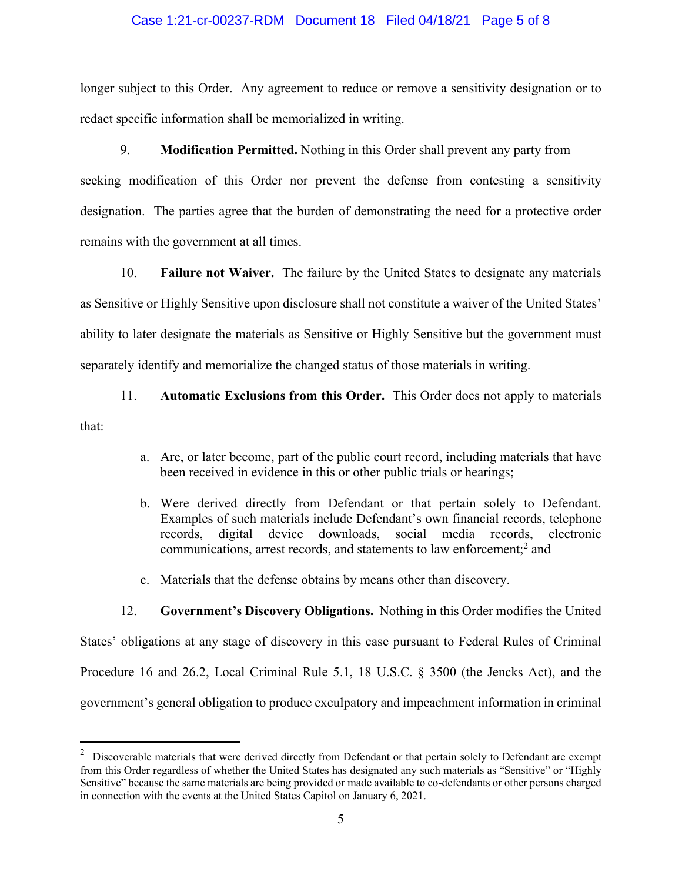longer subject to this Order. Any agreement to reduce or remove a sensitivity designation or to redact specific information shall be memorialized in writing.

9. **Modification Permitted.** Nothing in this Order shall prevent any party from seeking modification of this Order nor prevent the defense from contesting a sensitivity designation. The parties agree that the burden of demonstrating the need for a protective order remains with the government at all times.

10. **Failure not Waiver.** The failure by the United States to designate any materials as Sensitive or Highly Sensitive upon disclosure shall not constitute a waiver of the United States' ability to later designate the materials as Sensitive or Highly Sensitive but the government must separately identify and memorialize the changed status of those materials in writing.

11. **Automatic Exclusions from this Order.** This Order does not apply to materials that:

   a. Are, or later become, part of the public court record, including materials that have been received in evidence in this or other public trials or hearings;

   b. Were derived directly from Defendant or that pertain solely to Defendant. Examples of such materials include Defendant's own financial records, telephone records, digital device downloads, social media records, electronic communications, arrest records, and statements to law enforcement;[2] and

   c. Materials that the defense obtains by means other than discovery.

12. **Government's Discovery Obligations.** Nothing in this Order modifies the United States' obligations at any stage of discovery in this case pursuant to Federal Rules of Criminal Procedure 16 and 26.2, Local Criminal Rule 5.1, 18 U.S.C. § 3500 (the Jencks Act), and the government's general obligation to produce exculpatory and impeachment information in criminal

---

[2] Discoverable materials that were derived directly from Defendant or that pertain solely to Defendant are exempt from this Order regardless of whether the United States has designated any such materials as "Sensitive" or "Highly Sensitive" because the same materials are being provided or made available to co-defendants or other persons charged in connection with the events at the United States Capitol on January 6, 2021.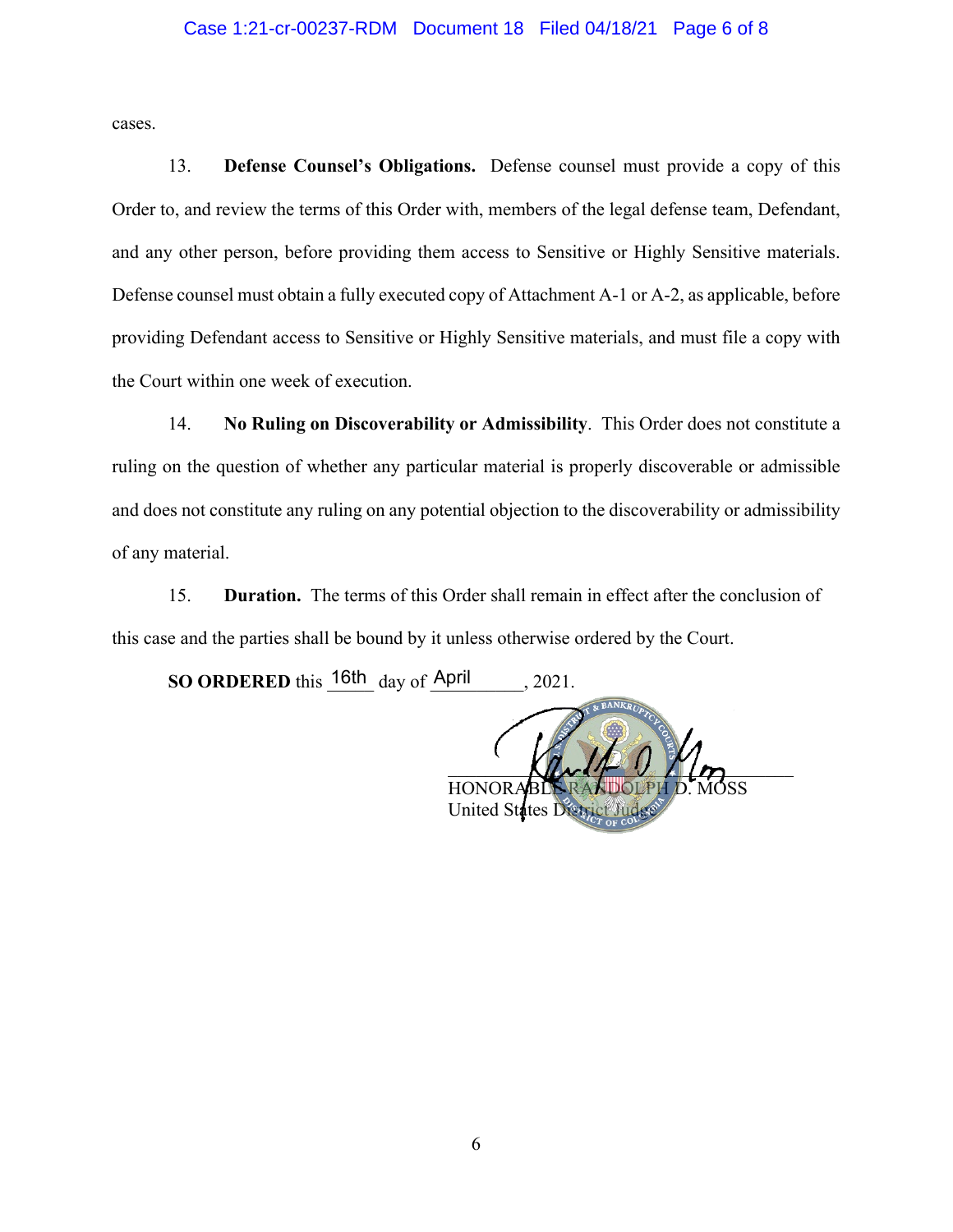cases.

13. **Defense Counsel's Obligations.** Defense counsel must provide a copy of this Order to, and review the terms of this Order with, members of the legal defense team, Defendant, and any other person, before providing them access to Sensitive or Highly Sensitive materials. Defense counsel must obtain a fully executed copy of Attachment A-1 or A-2, as applicable, before providing Defendant access to Sensitive or Highly Sensitive materials, and must file a copy with the Court within one week of execution.

14. **No Ruling on Discoverability or Admissibility**. This Order does not constitute a ruling on the question of whether any particular material is properly discoverable or admissible and does not constitute any ruling on any potential objection to the discoverability or admissibility of any material.

15. **Duration.** The terms of this Order shall remain in effect after the conclusion of this case and the parties shall be bound by it unless otherwise ordered by the Court.

**SO ORDERED** this 16th day of April, 2021.

HONORABLE RANDOLPH D. MOSS
United States District Judge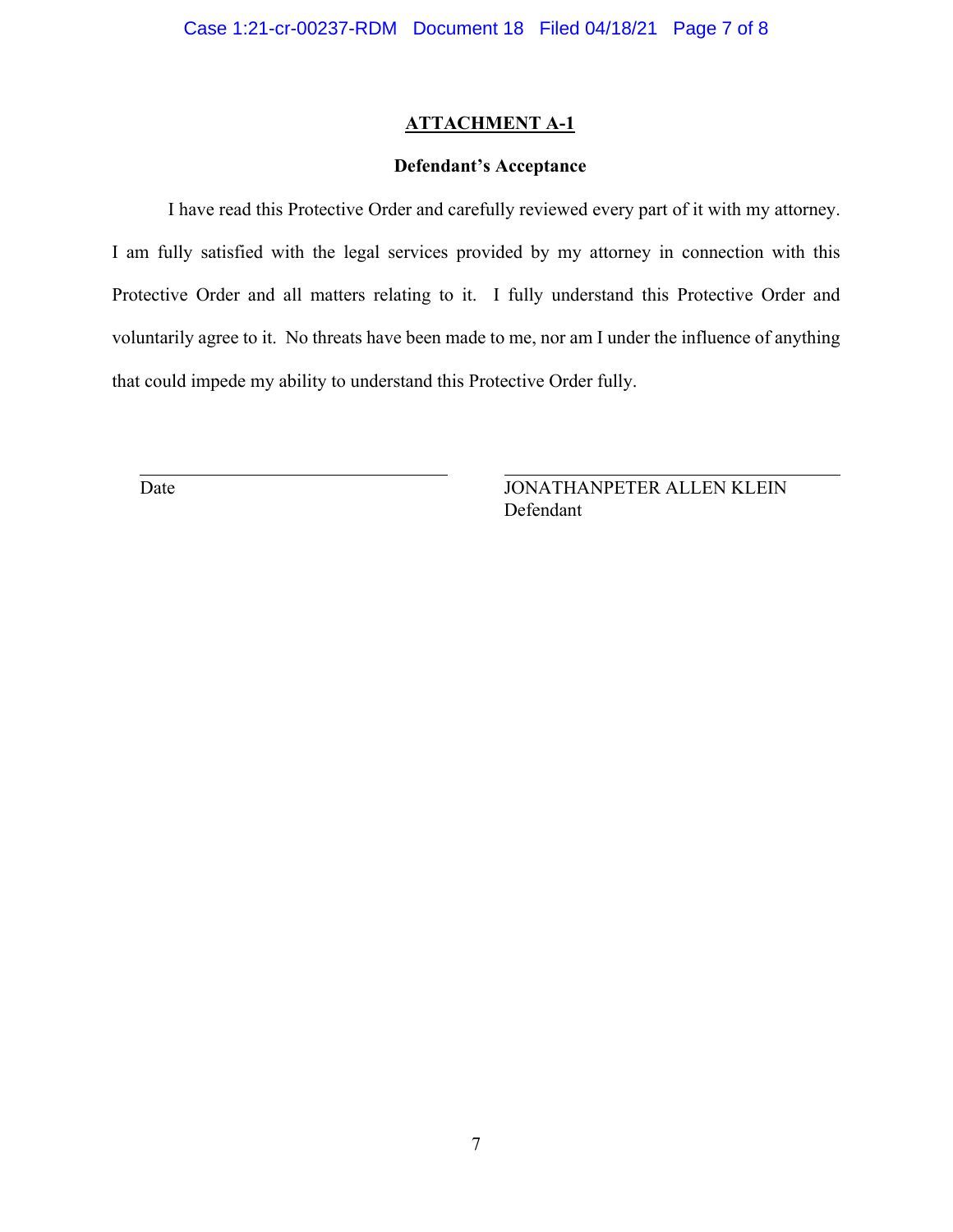# ATTACHMENT A-1

## Defendant's Acceptance

I have read this Protective Order and carefully reviewed every part of it with my attorney. I am fully satisfied with the legal services provided by my attorney in connection with this Protective Order and all matters relating to it. I fully understand this Protective Order and voluntarily agree to it. No threats have been made to me, nor am I under the influence of anything that could impede my ability to understand this Protective Order fully.

| ______________________________ | ______________________________ |
|---|---|
| Date | JONATHANPETER ALLEN KLEIN<br>Defendant |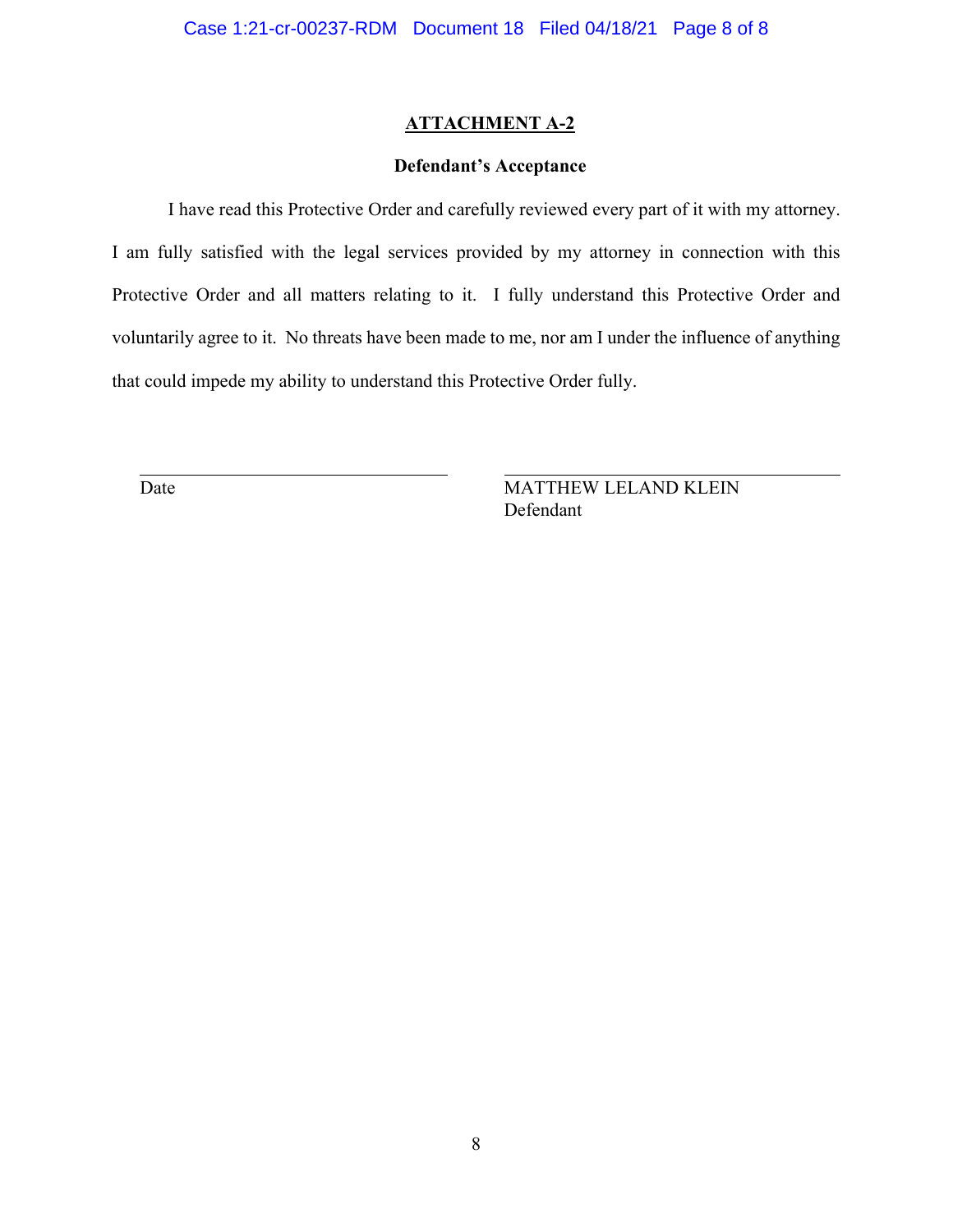**ATTACHMENT A-2**

**Defendant's Acceptance**

I have read this Protective Order and carefully reviewed every part of it with my attorney. I am fully satisfied with the legal services provided by my attorney in connection with this Protective Order and all matters relating to it. I fully understand this Protective Order and voluntarily agree to it. No threats have been made to me, nor am I under the influence of anything that could impede my ability to understand this Protective Order fully.

\_\_\_\_\_\_\_\_\_\_\_\_\_\_\_\_\_\_\_\_\_\_\_\_\_\_\_\_\_\_
Date

\_\_\_\_\_\_\_\_\_\_\_\_\_\_\_\_\_\_\_\_\_\_\_\_\_\_\_\_\_\_
MATTHEW LELAND KLEIN
Defendant